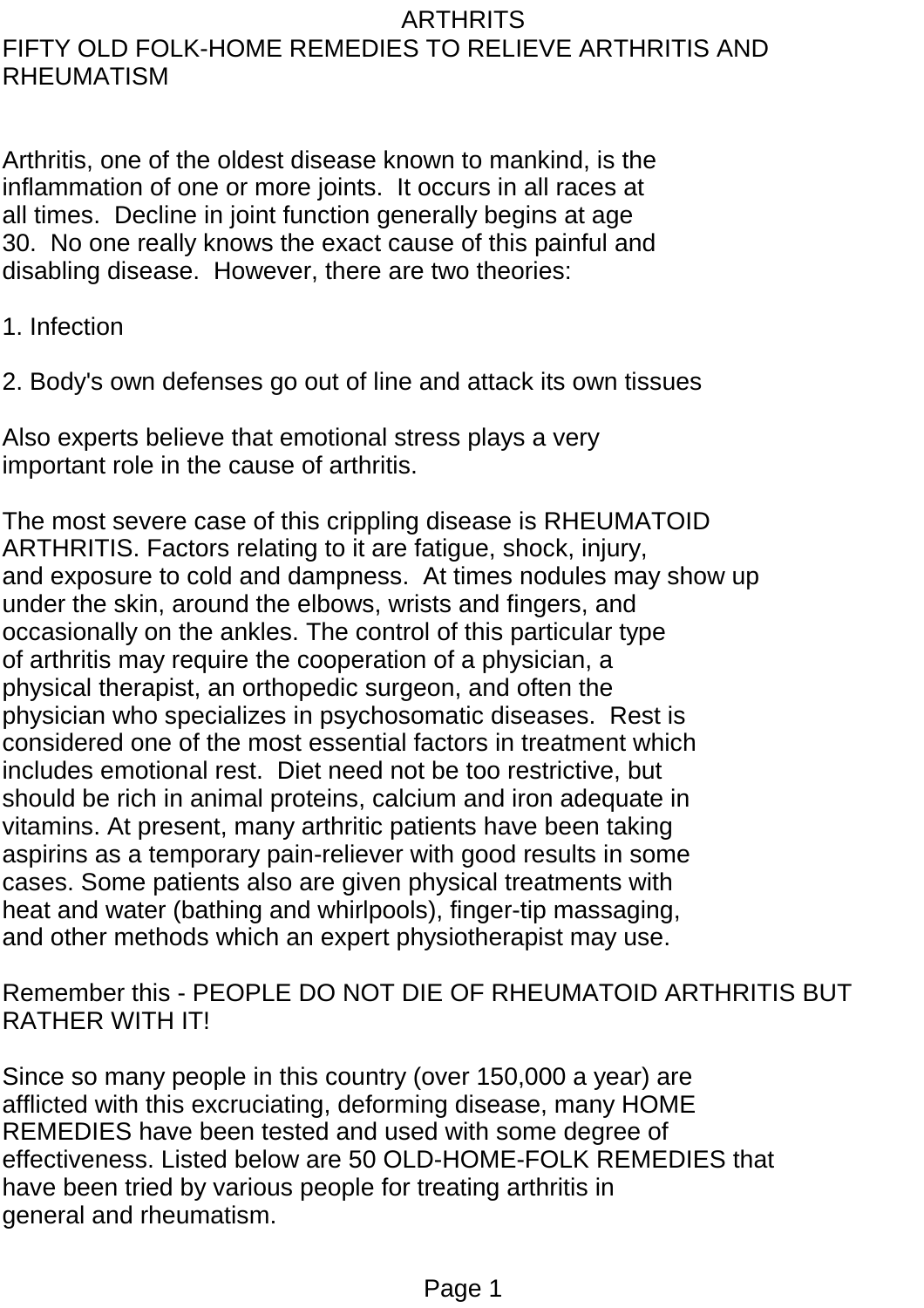# ARTHRITS

## FIFTY OLD FOLK-HOME REMEDIES TO RELIEVE ARTHRITIS AND RHEUMATISM

Arthritis, one of the oldest disease known to mankind, is the inflammation of one or more joints. It occurs in all races at all times. Decline in joint function generally begins at age 30. No one really knows the exact cause of this painful and disabling disease. However, there are two theories:

1. Infection

2. Body's own defenses go out of line and attack its own tissues

Also experts believe that emotional stress plays a very important role in the cause of arthritis.

The most severe case of this crippling disease is RHEUMATOID ARTHRITIS. Factors relating to it are fatigue, shock, injury, and exposure to cold and dampness. At times nodules may show up under the skin, around the elbows, wrists and fingers, and occasionally on the ankles. The control of this particular type of arthritis may require the cooperation of a physician, a physical therapist, an orthopedic surgeon, and often the physician who specializes in psychosomatic diseases. Rest is considered one of the most essential factors in treatment which includes emotional rest. Diet need not be too restrictive, but should be rich in animal proteins, calcium and iron adequate in vitamins. At present, many arthritic patients have been taking aspirins as a temporary pain-reliever with good results in some cases. Some patients also are given physical treatments with heat and water (bathing and whirlpools), finger-tip massaging, and other methods which an expert physiotherapist may use.

Remember this - PEOPLE DO NOT DIE OF RHEUMATOID ARTHRITIS BUT RATHER WITH IT!

Since so many people in this country (over 150,000 a year) are afflicted with this excruciating, deforming disease, many HOME REMEDIES have been tested and used with some degree of effectiveness. Listed below are 50 OLD-HOME-FOLK REMEDIES that have been tried by various people for treating arthritis in general and rheumatism.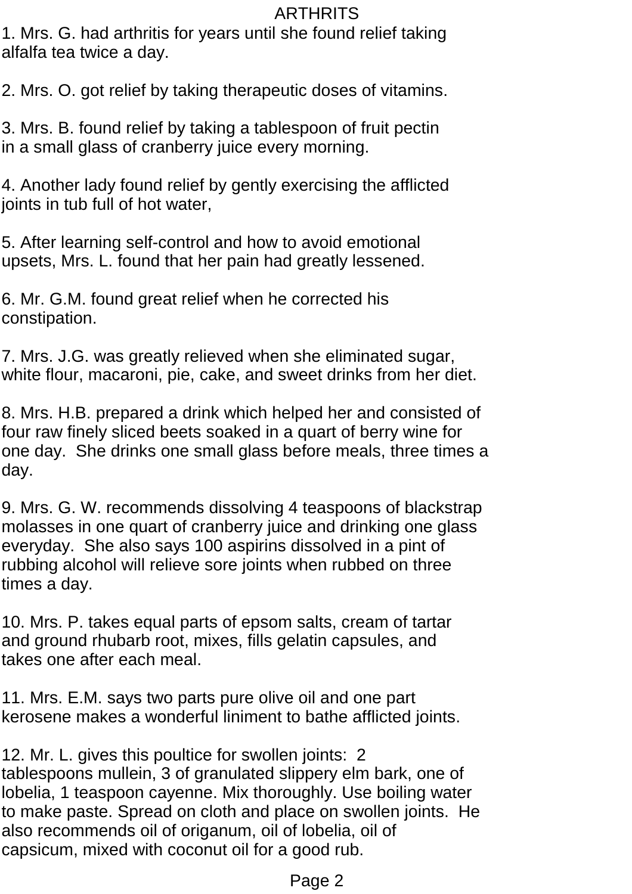# ARTHRITS

1. Mrs. G. had arthritis for years until she found relief taking alfalfa tea twice a day.

2. Mrs. O. got relief by taking therapeutic doses of vitamins.

3. Mrs. B. found relief by taking a tablespoon of fruit pectin in a small glass of cranberry juice every morning.

4. Another lady found relief by gently exercising the afflicted joints in tub full of hot water,

5. After learning self-control and how to avoid emotional upsets, Mrs. L. found that her pain had greatly lessened.

6. Mr. G.M. found great relief when he corrected his constipation.

7. Mrs. J.G. was greatly relieved when she eliminated sugar, white flour, macaroni, pie, cake, and sweet drinks from her diet.

8. Mrs. H.B. prepared a drink which helped her and consisted of four raw finely sliced beets soaked in a quart of berry wine for one day. She drinks one small glass before meals, three times a day.

9. Mrs. G. W. recommends dissolving 4 teaspoons of blackstrap molasses in one quart of cranberry juice and drinking one glass everyday. She also says 100 aspirins dissolved in a pint of rubbing alcohol will relieve sore joints when rubbed on three times a day.

10. Mrs. P. takes equal parts of epsom salts, cream of tartar and ground rhubarb root, mixes, fills gelatin capsules, and takes one after each meal.

11. Mrs. E.M. says two parts pure olive oil and one part kerosene makes a wonderful liniment to bathe afflicted joints.

12. Mr. L. gives this poultice for swollen joints: 2 tablespoons mullein, 3 of granulated slippery elm bark, one of lobelia, 1 teaspoon cayenne. Mix thoroughly. Use boiling water to make paste. Spread on cloth and place on swollen joints. He also recommends oil of origanum, oil of lobelia, oil of capsicum, mixed with coconut oil for a good rub.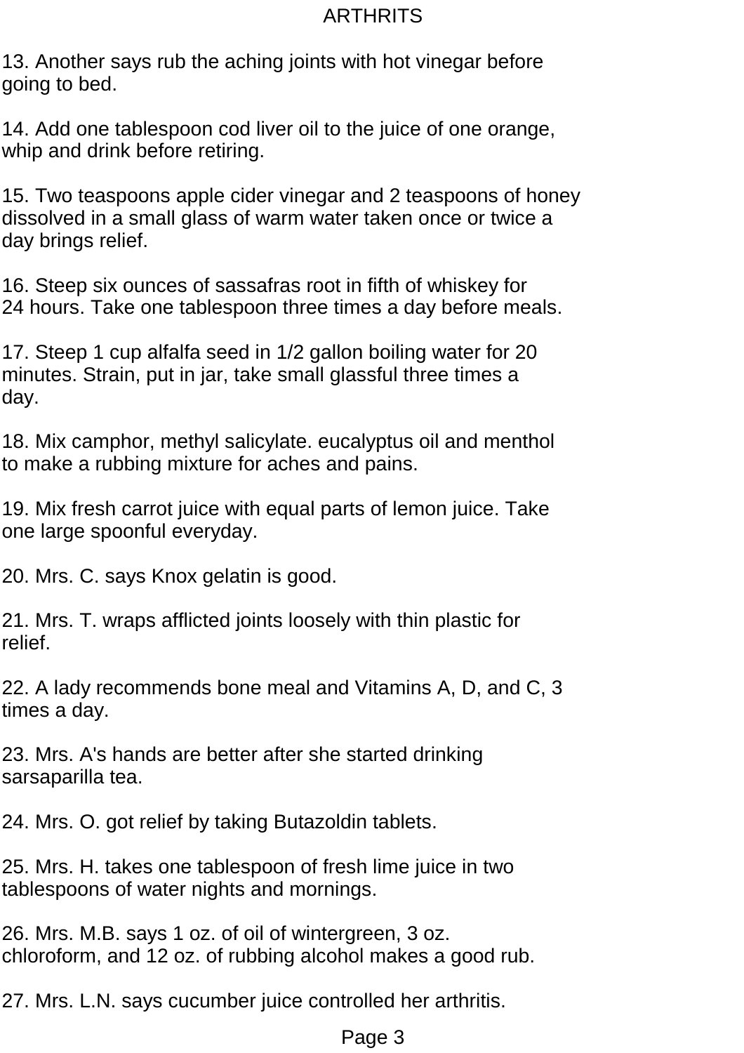13. Another says rub the aching joints with hot vinegar before going to bed.

14. Add one tablespoon cod liver oil to the juice of one orange, whip and drink before retiring.

15. Two teaspoons apple cider vinegar and 2 teaspoons of honey dissolved in a small glass of warm water taken once or twice a day brings relief.

16. Steep six ounces of sassafras root in fifth of whiskey for 24 hours. Take one tablespoon three times a day before meals.

17. Steep 1 cup alfalfa seed in 1/2 gallon boiling water for 20 minutes. Strain, put in jar, take small glassful three times a day.

18. Mix camphor, methyl salicylate. eucalyptus oil and menthol to make a rubbing mixture for aches and pains.

19. Mix fresh carrot juice with equal parts of lemon juice. Take one large spoonful everyday.

20. Mrs. C. says Knox gelatin is good.

21. Mrs. T. wraps afflicted joints loosely with thin plastic for relief.

22. A lady recommends bone meal and Vitamins A, D, and C, 3 times a day.

23. Mrs. A's hands are better after she started drinking sarsaparilla tea.

24. Mrs. O. got relief by taking Butazoldin tablets.

25. Mrs. H. takes one tablespoon of fresh lime juice in two tablespoons of water nights and mornings.

26. Mrs. M.B. says 1 oz. of oil of wintergreen, 3 oz. chloroform, and 12 oz. of rubbing alcohol makes a good rub.

27. Mrs. L.N. says cucumber juice controlled her arthritis.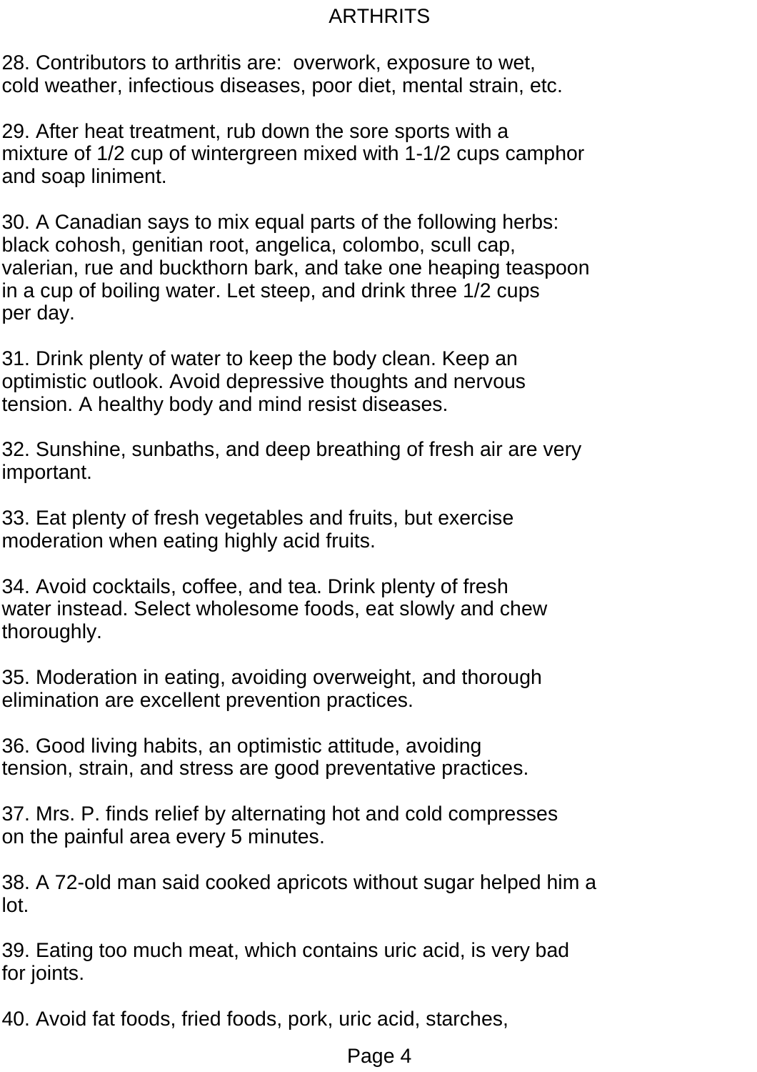28. Contributors to arthritis are: overwork, exposure to wet, cold weather, infectious diseases, poor diet, mental strain, etc.

29. After heat treatment, rub down the sore sports with a mixture of 1/2 cup of wintergreen mixed with 1-1/2 cups camphor and soap liniment.

30. A Canadian says to mix equal parts of the following herbs: black cohosh, genitian root, angelica, colombo, scull cap, valerian, rue and buckthorn bark, and take one heaping teaspoon in a cup of boiling water. Let steep, and drink three 1/2 cups per day.

31. Drink plenty of water to keep the body clean. Keep an optimistic outlook. Avoid depressive thoughts and nervous tension. A healthy body and mind resist diseases.

32. Sunshine, sunbaths, and deep breathing of fresh air are very important.

33. Eat plenty of fresh vegetables and fruits, but exercise moderation when eating highly acid fruits.

34. Avoid cocktails, coffee, and tea. Drink plenty of fresh water instead. Select wholesome foods, eat slowly and chew thoroughly.

35. Moderation in eating, avoiding overweight, and thorough elimination are excellent prevention practices.

36. Good living habits, an optimistic attitude, avoiding tension, strain, and stress are good preventative practices.

37. Mrs. P. finds relief by alternating hot and cold compresses on the painful area every 5 minutes.

38. A 72-old man said cooked apricots without sugar helped him a lot.

39. Eating too much meat, which contains uric acid, is very bad for joints.

40. Avoid fat foods, fried foods, pork, uric acid, starches,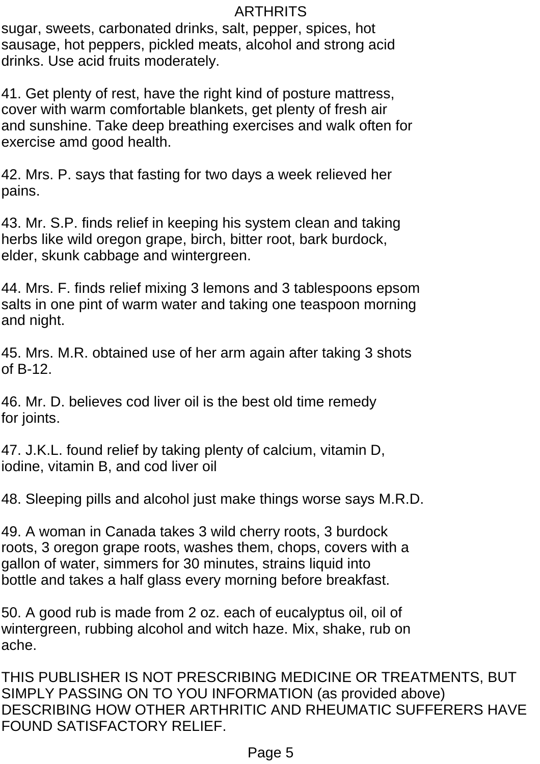sugar, sweets, carbonated drinks, salt, pepper, spices, hot sausage, hot peppers, pickled meats, alcohol and strong acid drinks. Use acid fruits moderately.

41. Get plenty of rest, have the right kind of posture mattress, cover with warm comfortable blankets, get plenty of fresh air and sunshine. Take deep breathing exercises and walk often for exercise amd good health.

42. Mrs. P. says that fasting for two days a week relieved her pains.

43. Mr. S.P. finds relief in keeping his system clean and taking herbs like wild oregon grape, birch, bitter root, bark burdock, elder, skunk cabbage and wintergreen.

44. Mrs. F. finds relief mixing 3 lemons and 3 tablespoons epsom salts in one pint of warm water and taking one teaspoon morning and night.

45. Mrs. M.R. obtained use of her arm again after taking 3 shots of B-12.

46. Mr. D. believes cod liver oil is the best old time remedy for joints.

47. J.K.L. found relief by taking plenty of calcium, vitamin D, iodine, vitamin B, and cod liver oil

48. Sleeping pills and alcohol just make things worse says M.R.D.

49. A woman in Canada takes 3 wild cherry roots, 3 burdock roots, 3 oregon grape roots, washes them, chops, covers with a gallon of water, simmers for 30 minutes, strains liquid into bottle and takes a half glass every morning before breakfast.

50. A good rub is made from 2 oz. each of eucalyptus oil, oil of wintergreen, rubbing alcohol and witch haze. Mix, shake, rub on ache.

THIS PUBLISHER IS NOT PRESCRIBING MEDICINE OR TREATMENTS, BUT SIMPLY PASSING ON TO YOU INFORMATION (as provided above) DESCRIBING HOW OTHER ARTHRITIC AND RHEUMATIC SUFFERERS HAVE FOUND SATISFACTORY RELIEF.